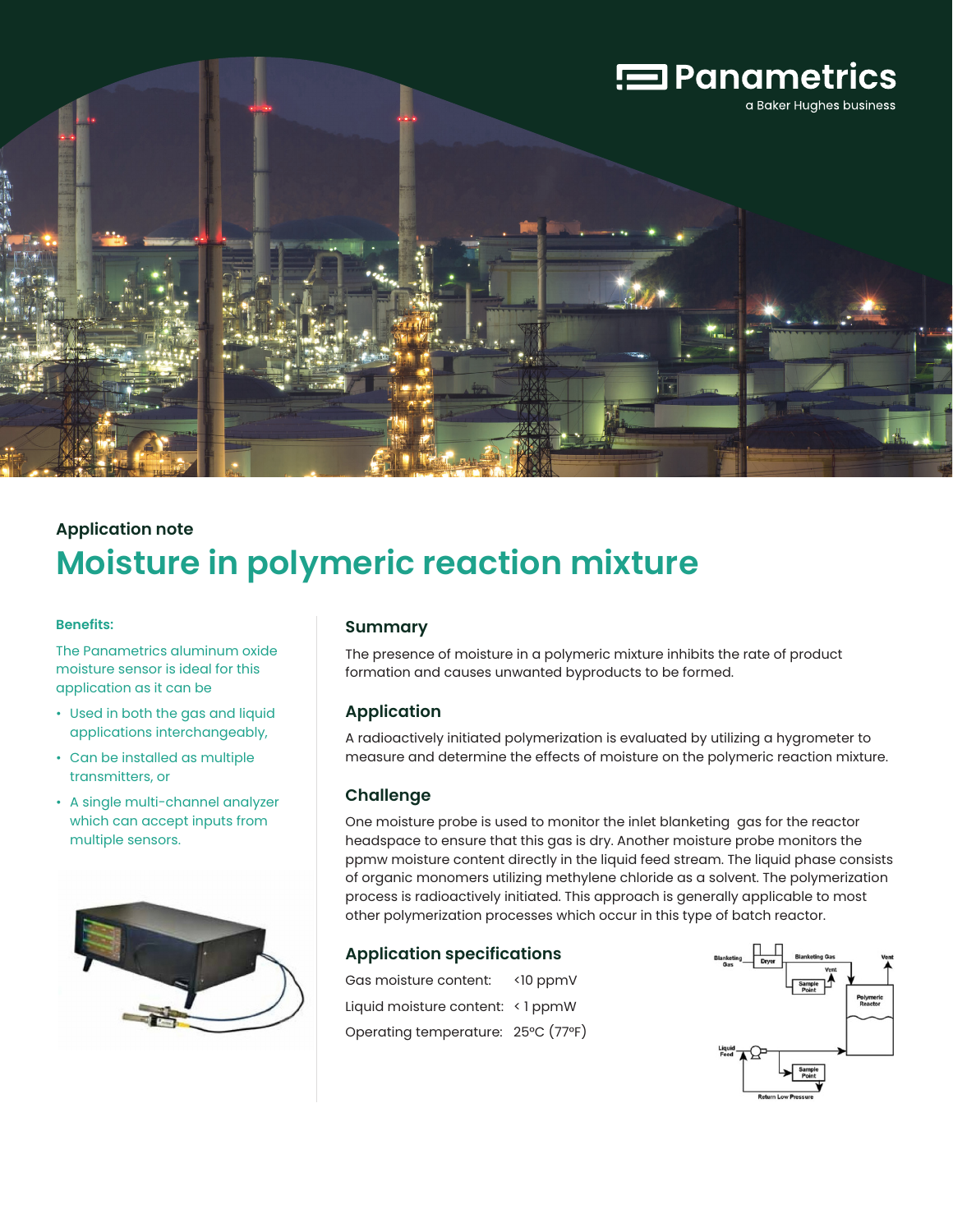Panametrics
a Baker Hughes business

Application note

# Moisture in polymeric reaction mixture

**Benefits:**

The Panametrics aluminum oxide moisture sensor is ideal for this application as it can be

- Used in both the gas and liquid applications interchangeably,
- Can be installed as multiple transmitters, or
- A single multi-channel analyzer which can accept inputs from multiple sensors.

## Summary

The presence of moisture in a polymeric mixture inhibits the rate of product formation and causes unwanted byproducts to be formed.

## Application

A radioactively initiated polymerization is evaluated by utilizing a hygrometer to measure and determine the effects of moisture on the polymeric reaction mixture.

## Challenge

One moisture probe is used to monitor the inlet blanketing gas for the reactor headspace to ensure that this gas is dry. Another moisture probe monitors the ppmw moisture content directly in the liquid feed stream. The liquid phase consists of organic monomers utilizing methylene chloride as a solvent. The polymerization process is radioactively initiated. This approach is generally applicable to most other polymerization processes which occur in this type of batch reactor.

## Application specifications

| | |
|---|---|
| Gas moisture content: | <10 ppmV |
| Liquid moisture content: | < 1 ppmW |
| Operating temperature: | 25°C (77°F) |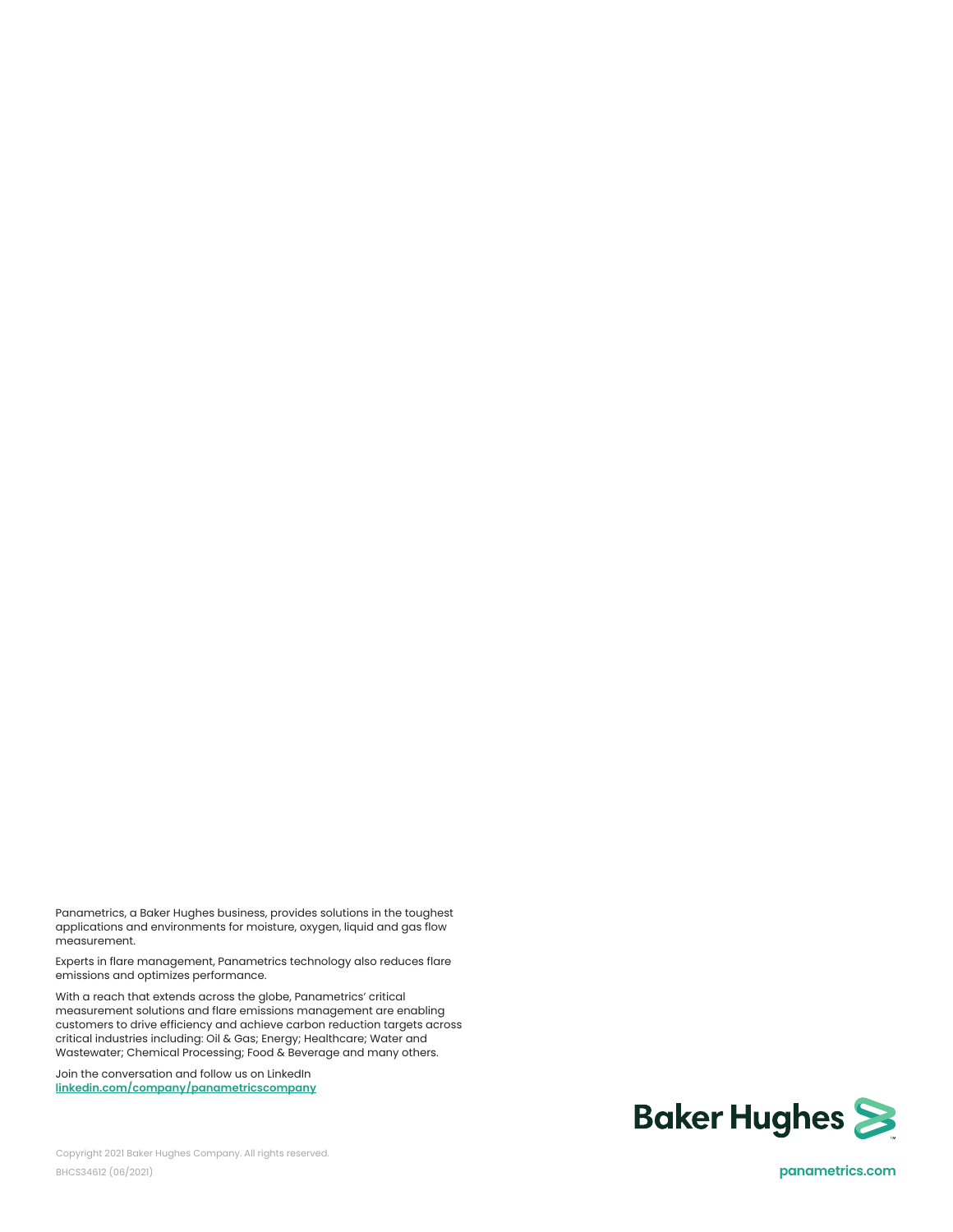Panametrics, a Baker Hughes business, provides solutions in the toughest applications and environments for moisture, oxygen, liquid and gas flow measurement.

Experts in flare management, Panametrics technology also reduces flare emissions and optimizes performance.

With a reach that extends across the globe, Panametrics' critical measurement solutions and flare emissions management are enabling customers to drive efficiency and achieve carbon reduction targets across critical industries including: Oil & Gas; Energy; Healthcare; Water and Wastewater; Chemical Processing; Food & Beverage and many others.

Join the conversation and follow us on LinkedIn
**linkedin.com/company/panametricscompany**

Baker Hughes

Copyright 2021 Baker Hughes Company. All rights reserved.

BHCS34612 (06/2021)

**panametrics.com**